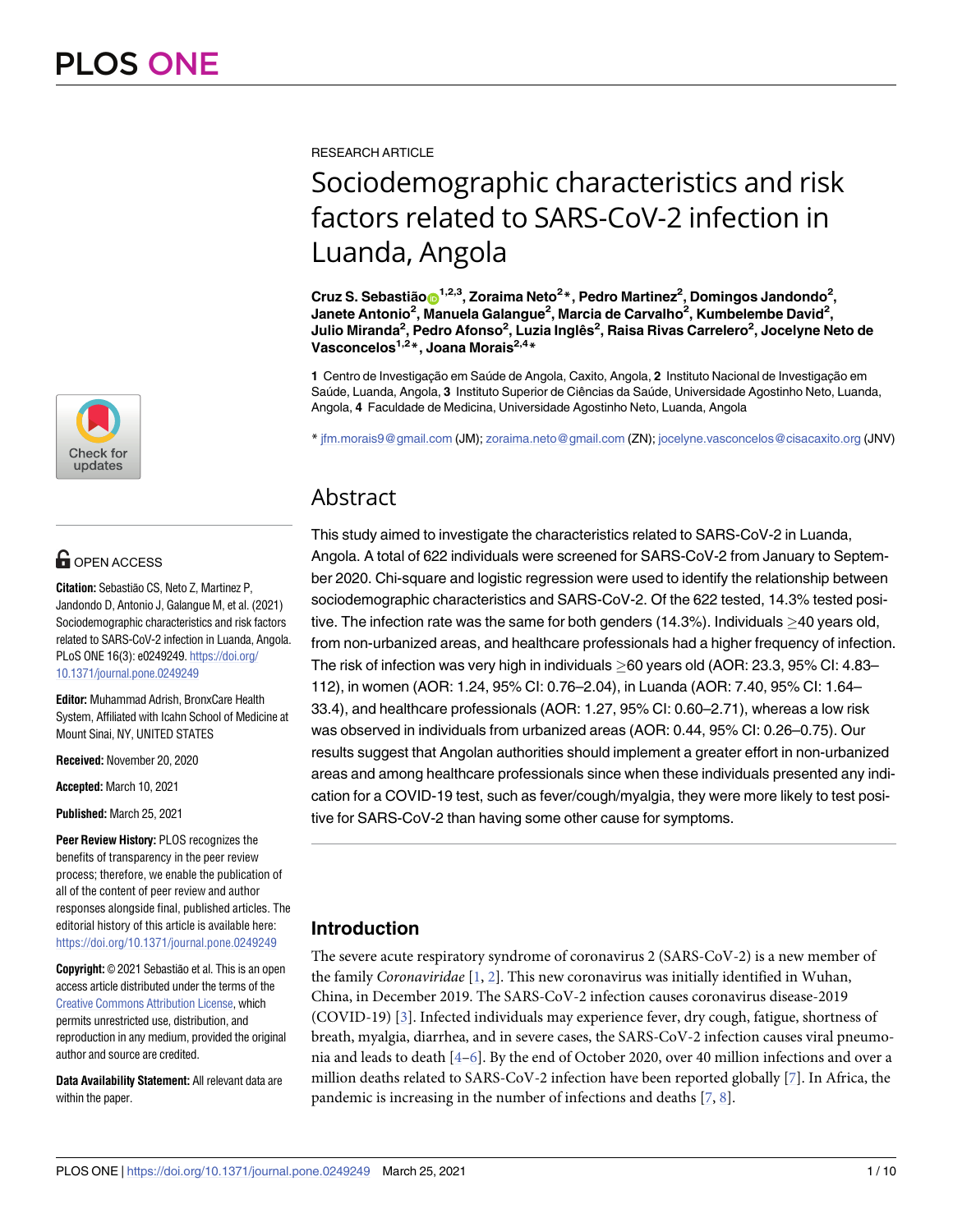RESEARCH ARTICLE

# Sociodemographic characteristics and risk factors related to SARS-CoV-2 infection in Luanda, Angola

**Cruz S. Sebastião[1,2,3], Zoraima Neto[2]*, Pedro Martinez[2], Domingos Jandondo[2], Janete Antonio[2], Manuela Galangue[2], Marcia de Carvalho[2], Kumbelembe David[2], Julio Miranda[2], Pedro Afonso[2], Luzia Inglês[2], Raisa Rivas Carrelero[2], Jocelyne Neto de Vasconcelos[1,2]*, Joana Morais[2,4]***

**1** Centro de Investigação em Saúde de Angola, Caxito, Angola, **2** Instituto Nacional de Investigação em Saúde, Luanda, Angola, **3** Instituto Superior de Ciências da Saúde, Universidade Agostinho Neto, Luanda, Angola, **4** Faculdade de Medicina, Universidade Agostinho Neto, Luanda, Angola

* jfm.morais9@gmail.com (JM); zoraima.neto@gmail.com (ZN); jocelyne.vasconcelos@cisacaxito.org (JNV)

OPEN ACCESS

**Citation:** Sebastião CS, Neto Z, Martinez P, Jandondo D, Antonio J, Galangue M, et al. (2021) Sociodemographic characteristics and risk factors related to SARS-CoV-2 infection in Luanda, Angola. PLoS ONE 16(3): e0249249. https://doi.org/10.1371/journal.pone.0249249

**Editor:** Muhammad Adrish, BronxCare Health System, Affiliated with Icahn School of Medicine at Mount Sinai, NY, UNITED STATES

**Received:** November 20, 2020

**Accepted:** March 10, 2021

**Published:** March 25, 2021

**Peer Review History:** PLOS recognizes the benefits of transparency in the peer review process; therefore, we enable the publication of all of the content of peer review and author responses alongside final, published articles. The editorial history of this article is available here: https://doi.org/10.1371/journal.pone.0249249

**Copyright:** © 2021 Sebastião et al. This is an open access article distributed under the terms of the Creative Commons Attribution License, which permits unrestricted use, distribution, and reproduction in any medium, provided the original author and source are credited.

**Data Availability Statement:** All relevant data are within the paper.

## Abstract

This study aimed to investigate the characteristics related to SARS-CoV-2 in Luanda, Angola. A total of 622 individuals were screened for SARS-CoV-2 from January to September 2020. Chi-square and logistic regression were used to identify the relationship between sociodemographic characteristics and SARS-CoV-2. Of the 622 tested, 14.3% tested positive. The infection rate was the same for both genders (14.3%). Individuals $\geq$40 years old, from non-urbanized areas, and healthcare professionals had a higher frequency of infection. The risk of infection was very high in individuals $\geq$60 years old (AOR: 23.3, 95% CI: 4.83–112), in women (AOR: 1.24, 95% CI: 0.76–2.04), in Luanda (AOR: 7.40, 95% CI: 1.64–33.4), and healthcare professionals (AOR: 1.27, 95% CI: 0.60–2.71), whereas a low risk was observed in individuals from urbanized areas (AOR: 0.44, 95% CI: 0.26–0.75). Our results suggest that Angolan authorities should implement a greater effort in non-urbanized areas and among healthcare professionals since when these individuals presented any indication for a COVID-19 test, such as fever/cough/myalgia, they were more likely to test positive for SARS-CoV-2 than having some other cause for symptoms.

## Introduction

The severe acute respiratory syndrome of coronavirus 2 (SARS-CoV-2) is a new member of the family *Coronaviridae* [1, 2]. This new coronavirus was initially identified in Wuhan, China, in December 2019. The SARS-CoV-2 infection causes coronavirus disease-2019 (COVID-19) [3]. Infected individuals may experience fever, dry cough, fatigue, shortness of breath, myalgia, diarrhea, and in severe cases, the SARS-CoV-2 infection causes viral pneumonia and leads to death [4–6]. By the end of October 2020, over 40 million infections and over a million deaths related to SARS-CoV-2 infection have been reported globally [7]. In Africa, the pandemic is increasing in the number of infections and deaths [7, 8].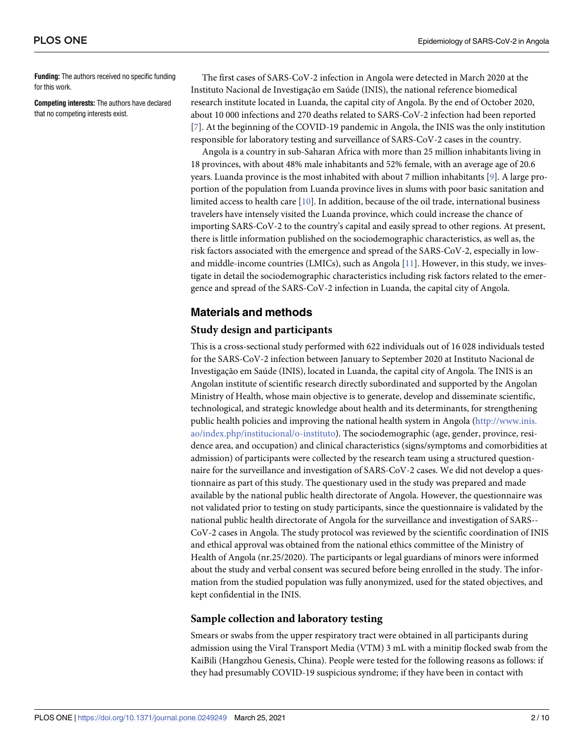**Funding:** The authors received no specific funding for this work.

**Competing interests:** The authors have declared that no competing interests exist.

The first cases of SARS-CoV-2 infection in Angola were detected in March 2020 at the Instituto Nacional de Investigação em Saúde (INIS), the national reference biomedical research institute located in Luanda, the capital city of Angola. By the end of October 2020, about 10 000 infections and 270 deaths related to SARS-CoV-2 infection had been reported [7]. At the beginning of the COVID-19 pandemic in Angola, the INIS was the only institution responsible for laboratory testing and surveillance of SARS-CoV-2 cases in the country.

Angola is a country in sub-Saharan Africa with more than 25 million inhabitants living in 18 provinces, with about 48% male inhabitants and 52% female, with an average age of 20.6 years. Luanda province is the most inhabited with about 7 million inhabitants [9]. A large proportion of the population from Luanda province lives in slums with poor basic sanitation and limited access to health care [10]. In addition, because of the oil trade, international business travelers have intensely visited the Luanda province, which could increase the chance of importing SARS-CoV-2 to the country's capital and easily spread to other regions. At present, there is little information published on the sociodemographic characteristics, as well as, the risk factors associated with the emergence and spread of the SARS-CoV-2, especially in low- and middle-income countries (LMICs), such as Angola [11]. However, in this study, we investigate in detail the sociodemographic characteristics including risk factors related to the emergence and spread of the SARS-CoV-2 infection in Luanda, the capital city of Angola.

## Materials and methods

### Study design and participants

This is a cross-sectional study performed with 622 individuals out of 16 028 individuals tested for the SARS-CoV-2 infection between January to September 2020 at Instituto Nacional de Investigação em Saúde (INIS), located in Luanda, the capital city of Angola. The INIS is an Angolan institute of scientific research directly subordinated and supported by the Angolan Ministry of Health, whose main objective is to generate, develop and disseminate scientific, technological, and strategic knowledge about health and its determinants, for strengthening public health policies and improving the national health system in Angola (http://www.inis.ao/index.php/institucional/o-instituto). The sociodemographic (age, gender, province, residence area, and occupation) and clinical characteristics (signs/symptoms and comorbidities at admission) of participants were collected by the research team using a structured questionnaire for the surveillance and investigation of SARS-CoV-2 cases. We did not develop a questionnaire as part of this study. The questionary used in the study was prepared and made available by the national public health directorate of Angola. However, the questionnaire was not validated prior to testing on study participants, since the questionnaire is validated by the national public health directorate of Angola for the surveillance and investigation of SARS-CoV-2 cases in Angola. The study protocol was reviewed by the scientific coordination of INIS and ethical approval was obtained from the national ethics committee of the Ministry of Health of Angola (nr.25/2020). The participants or legal guardians of minors were informed about the study and verbal consent was secured before being enrolled in the study. The information from the studied population was fully anonymized, used for the stated objectives, and kept confidential in the INIS.

### Sample collection and laboratory testing

Smears or swabs from the upper respiratory tract were obtained in all participants during admission using the Viral Transport Media (VTM) 3 mL with a minitip flocked swab from the KaiBili (Hangzhou Genesis, China). People were tested for the following reasons as follows: if they had presumably COVID-19 suspicious syndrome; if they have been in contact with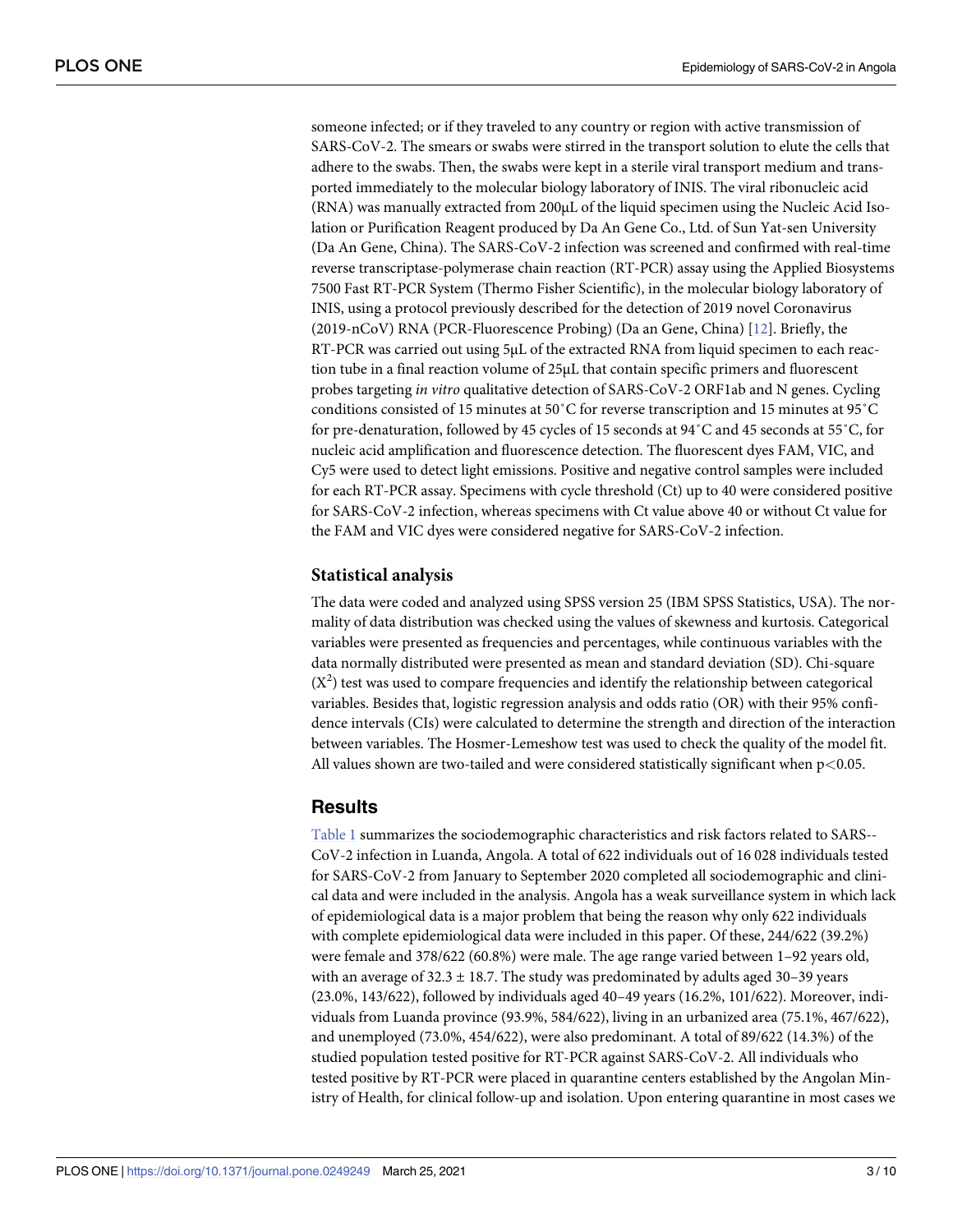someone infected; or if they traveled to any country or region with active transmission of SARS-CoV-2. The smears or swabs were stirred in the transport solution to elute the cells that adhere to the swabs. Then, the swabs were kept in a sterile viral transport medium and transported immediately to the molecular biology laboratory of INIS. The viral ribonucleic acid (RNA) was manually extracted from 200μL of the liquid specimen using the Nucleic Acid Isolation or Purification Reagent produced by Da An Gene Co., Ltd. of Sun Yat-sen University (Da An Gene, China). The SARS-CoV-2 infection was screened and confirmed with real-time reverse transcriptase-polymerase chain reaction (RT-PCR) assay using the Applied Biosystems 7500 Fast RT-PCR System (Thermo Fisher Scientific), in the molecular biology laboratory of INIS, using a protocol previously described for the detection of 2019 novel Coronavirus (2019-nCoV) RNA (PCR-Fluorescence Probing) (Da an Gene, China) [12]. Briefly, the RT-PCR was carried out using 5μL of the extracted RNA from liquid specimen to each reaction tube in a final reaction volume of 25μL that contain specific primers and fluorescent probes targeting *in vitro* qualitative detection of SARS-CoV-2 ORF1ab and N genes. Cycling conditions consisted of 15 minutes at 50˚C for reverse transcription and 15 minutes at 95˚C for pre-denaturation, followed by 45 cycles of 15 seconds at 94˚C and 45 seconds at 55˚C, for nucleic acid amplification and fluorescence detection. The fluorescent dyes FAM, VIC, and Cy5 were used to detect light emissions. Positive and negative control samples were included for each RT-PCR assay. Specimens with cycle threshold (Ct) up to 40 were considered positive for SARS-CoV-2 infection, whereas specimens with Ct value above 40 or without Ct value for the FAM and VIC dyes were considered negative for SARS-CoV-2 infection.

### Statistical analysis

The data were coded and analyzed using SPSS version 25 (IBM SPSS Statistics, USA). The normality of data distribution was checked using the values of skewness and kurtosis. Categorical variables were presented as frequencies and percentages, while continuous variables with the data normally distributed were presented as mean and standard deviation (SD). Chi-square ($X^2$) test was used to compare frequencies and identify the relationship between categorical variables. Besides that, logistic regression analysis and odds ratio (OR) with their 95% confidence intervals (CIs) were calculated to determine the strength and direction of the interaction between variables. The Hosmer-Lemeshow test was used to check the quality of the model fit. All values shown are two-tailed and were considered statistically significant when $p<0.05$.

## Results

Table 1 summarizes the sociodemographic characteristics and risk factors related to SARS-CoV-2 infection in Luanda, Angola. A total of 622 individuals out of 16 028 individuals tested for SARS-CoV-2 from January to September 2020 completed all sociodemographic and clinical data and were included in the analysis. Angola has a weak surveillance system in which lack of epidemiological data is a major problem that being the reason why only 622 individuals with complete epidemiological data were included in this paper. Of these, 244/622 (39.2%) were female and 378/622 (60.8%) were male. The age range varied between 1–92 years old, with an average of 32.3 ± 18.7. The study was predominated by adults aged 30–39 years (23.0%, 143/622), followed by individuals aged 40–49 years (16.2%, 101/622). Moreover, individuals from Luanda province (93.9%, 584/622), living in an urbanized area (75.1%, 467/622), and unemployed (73.0%, 454/622), were also predominant. A total of 89/622 (14.3%) of the studied population tested positive for RT-PCR against SARS-CoV-2. All individuals who tested positive by RT-PCR were placed in quarantine centers established by the Angolan Ministry of Health, for clinical follow-up and isolation. Upon entering quarantine in most cases we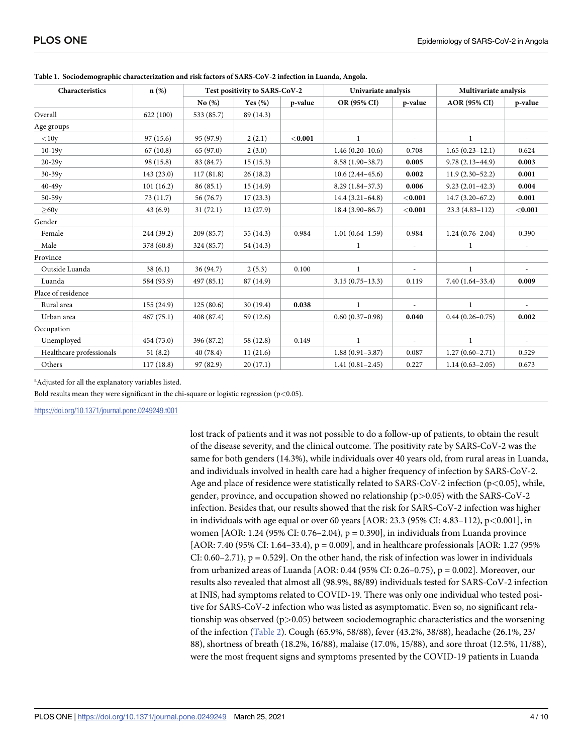**Table 1. Sociodemographic characterization and risk factors of SARS-CoV-2 infection in Luanda, Angola.**

| Characteristics | n (%) | Test positivity to SARS-CoV-2 | | | Univariate analysis | | Multivariate analysis | |
|---|---|---|---|---|---|---|---|---|
| | | No (%) | Yes (%) | p-value | OR (95% CI) | p-value | AOR (95% CI) | p-value |
| Overall | 622 (100) | 533 (85.7) | 89 (14.3) | | | | | |
| Age groups | | | | | | | | |
| <10y | 97 (15.6) | 95 (97.9) | 2 (2.1) | **<0.001** | 1 | - | 1 | - |
| 10-19y | 67 (10.8) | 65 (97.0) | 2 (3.0) | | 1.46 (0.20–10.6) | 0.708 | 1.65 (0.23–12.1) | 0.624 |
| 20-29y | 98 (15.8) | 83 (84.7) | 15 (15.3) | | 8.58 (1.90–38.7) | **0.005** | 9.78 (2.13–44.9) | **0.003** |
| 30-39y | 143 (23.0) | 117 (81.8) | 26 (18.2) | | 10.6 (2.44–45.6) | **0.002** | 11.9 (2.30–52.2) | **0.001** |
| 40-49y | 101 (16.2) | 86 (85.1) | 15 (14.9) | | 8.29 (1.84–37.3) | **0.006** | 9.23 (2.01–42.3) | **0.004** |
| 50-59y | 73 (11.7) | 56 (76.7) | 17 (23.3) | | 14.4 (3.21–64.8) | **<0.001** | 14.7 (3.20–67.2) | **0.001** |
| ≥60y | 43 (6.9) | 31 (72.1) | 12 (27.9) | | 18.4 (3.90–86.7) | **<0.001** | 23.3 (4.83–112) | **<0.001** |
| Gender | | | | | | | | |
| Female | 244 (39.2) | 209 (85.7) | 35 (14.3) | 0.984 | 1.01 (0.64–1.59) | 0.984 | 1.24 (0.76–2.04) | 0.390 |
| Male | 378 (60.8) | 324 (85.7) | 54 (14.3) | | 1 | - | 1 | - |
| Province | | | | | | | | |
| Outside Luanda | 38 (6.1) | 36 (94.7) | 2 (5.3) | 0.100 | 1 | - | 1 | - |
| Luanda | 584 (93.9) | 497 (85.1) | 87 (14.9) | | 3.15 (0.75–13.3) | 0.119 | 7.40 (1.64–33.4) | **0.009** |
| Place of residence | | | | | | | | |
| Rural area | 155 (24.9) | 125 (80.6) | 30 (19.4) | **0.038** | 1 | - | 1 | - |
| Urban area | 467 (75.1) | 408 (87.4) | 59 (12.6) | | 0.60 (0.37–0.98) | **0.040** | 0.44 (0.26–0.75) | **0.002** |
| Occupation | | | | | | | | |
| Unemployed | 454 (73.0) | 396 (87.2) | 58 (12.8) | 0.149 | 1 | - | 1 | - |
| Healthcare professionals | 51 (8.2) | 40 (78.4) | 11 (21.6) | | 1.88 (0.91–3.87) | 0.087 | 1.27 (0.60–2.71) | 0.529 |
| Others | 117 (18.8) | 97 (82.9) | 20 (17.1) | | 1.41 (0.81–2.45) | 0.227 | 1.14 (0.63–2.05) | 0.673 |

[a]Adjusted for all the explanatory variables listed.

Bold results mean they were significant in the chi-square or logistic regression ($p<0.05$).

https://doi.org/10.1371/journal.pone.0249249.t001

lost track of patients and it was not possible to do a follow-up of patients, to obtain the result of the disease severity, and the clinical outcome. The positivity rate by SARS-CoV-2 was the same for both genders (14.3%), while individuals over 40 years old, from rural areas in Luanda, and individuals involved in health care had a higher frequency of infection by SARS-CoV-2. Age and place of residence were statistically related to SARS-CoV-2 infection ($p<0.05$), while, gender, province, and occupation showed no relationship ($p>0.05$) with the SARS-CoV-2 infection. Besides that, our results showed that the risk for SARS-CoV-2 infection was higher in individuals with age equal or over 60 years [AOR: 23.3 (95% CI: 4.83–112), $p<0.001$], in women [AOR: 1.24 (95% CI: 0.76–2.04), p = 0.390], in individuals from Luanda province [AOR: 7.40 (95% CI: 1.64–33.4), p = 0.009], and in healthcare professionals [AOR: 1.27 (95% CI: 0.60–2.71), p = 0.529]. On the other hand, the risk of infection was lower in individuals from urbanized areas of Luanda [AOR: 0.44 (95% CI: 0.26–0.75), p = 0.002]. Moreover, our results also revealed that almost all (98.9%, 88/89) individuals tested for SARS-CoV-2 infection at INIS, had symptoms related to COVID-19. There was only one individual who tested positive for SARS-CoV-2 infection who was listed as asymptomatic. Even so, no significant relationship was observed ($p>0.05$) between sociodemographic characteristics and the worsening of the infection (Table 2). Cough (65.9%, 58/88), fever (43.2%, 38/88), headache (26.1%, 23/88), shortness of breath (18.2%, 16/88), malaise (17.0%, 15/88), and sore throat (12.5%, 11/88), were the most frequent signs and symptoms presented by the COVID-19 patients in Luanda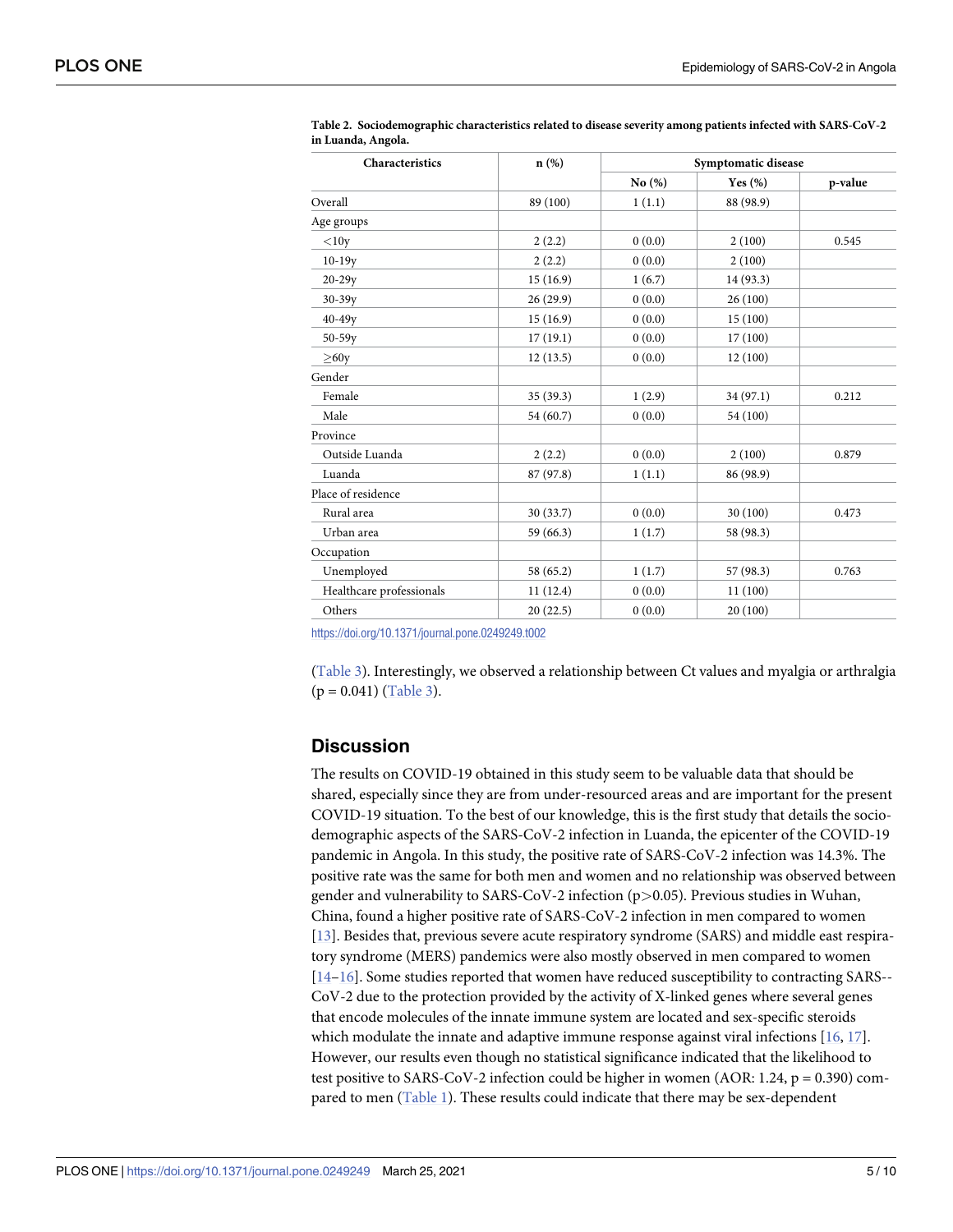**Table 2. Sociodemographic characteristics related to disease severity among patients infected with SARS-CoV-2 in Luanda, Angola.**

| Characteristics | n (%) | Symptomatic disease | | |
|---|---|---|---|---|
| | | No (%) | Yes (%) | p-value |
| Overall | 89 (100) | 1 (1.1) | 88 (98.9) | |
| Age groups | | | | |
| <10y | 2 (2.2) | 0 (0.0) | 2 (100) | 0.545 |
| 10-19y | 2 (2.2) | 0 (0.0) | 2 (100) | |
| 20-29y | 15 (16.9) | 1 (6.7) | 14 (93.3) | |
| 30-39y | 26 (29.9) | 0 (0.0) | 26 (100) | |
| 40-49y | 15 (16.9) | 0 (0.0) | 15 (100) | |
| 50-59y | 17 (19.1) | 0 (0.0) | 17 (100) | |
| ≥60y | 12 (13.5) | 0 (0.0) | 12 (100) | |
| Gender | | | | |
| Female | 35 (39.3) | 1 (2.9) | 34 (97.1) | 0.212 |
| Male | 54 (60.7) | 0 (0.0) | 54 (100) | |
| Province | | | | |
| Outside Luanda | 2 (2.2) | 0 (0.0) | 2 (100) | 0.879 |
| Luanda | 87 (97.8) | 1 (1.1) | 86 (98.9) | |
| Place of residence | | | | |
| Rural area | 30 (33.7) | 0 (0.0) | 30 (100) | 0.473 |
| Urban area | 59 (66.3) | 1 (1.7) | 58 (98.3) | |
| Occupation | | | | |
| Unemployed | 58 (65.2) | 1 (1.7) | 57 (98.3) | 0.763 |
| Healthcare professionals | 11 (12.4) | 0 (0.0) | 11 (100) | |
| Others | 20 (22.5) | 0 (0.0) | 20 (100) | |

https://doi.org/10.1371/journal.pone.0249249.t002

(Table 3). Interestingly, we observed a relationship between Ct values and myalgia or arthralgia ($p = 0.041$) (Table 3).

## Discussion

The results on COVID-19 obtained in this study seem to be valuable data that should be shared, especially since they are from under-resourced areas and are important for the present COVID-19 situation. To the best of our knowledge, this is the first study that details the sociodemographic aspects of the SARS-CoV-2 infection in Luanda, the epicenter of the COVID-19 pandemic in Angola. In this study, the positive rate of SARS-CoV-2 infection was 14.3%. The positive rate was the same for both men and women and no relationship was observed between gender and vulnerability to SARS-CoV-2 infection ($p>0.05$). Previous studies in Wuhan, China, found a higher positive rate of SARS-CoV-2 infection in men compared to women [13]. Besides that, previous severe acute respiratory syndrome (SARS) and middle east respiratory syndrome (MERS) pandemics were also mostly observed in men compared to women [14–16]. Some studies reported that women have reduced susceptibility to contracting SARS--CoV-2 due to the protection provided by the activity of X-linked genes where several genes that encode molecules of the innate immune system are located and sex-specific steroids which modulate the innate and adaptive immune response against viral infections [16, 17]. However, our results even though no statistical significance indicated that the likelihood to test positive to SARS-CoV-2 infection could be higher in women (AOR: 1.24, $p = 0.390$) compared to men (Table 1). These results could indicate that there may be sex-dependent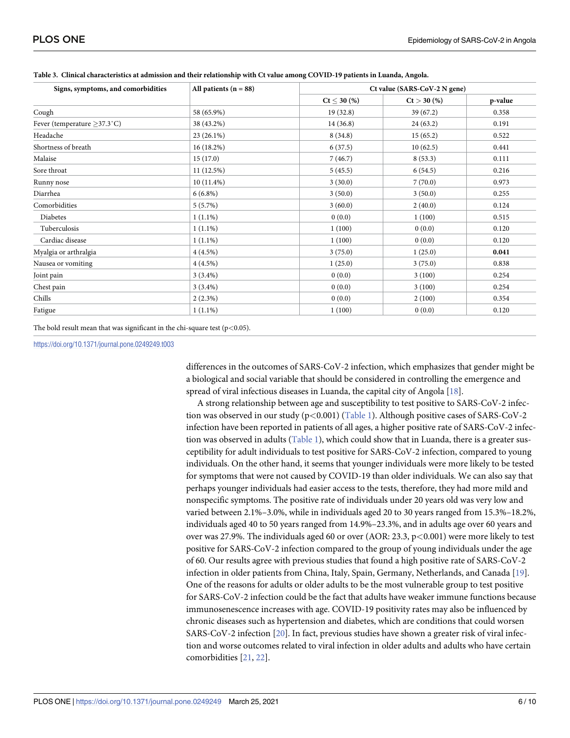**Table 3. Clinical characteristics at admission and their relationship with Ct value among COVID-19 patients in Luanda, Angola.**

| Signs, symptoms, and comorbidities | All patients (n = 88) | Ct value (SARS-CoV-2 N gene) | | |
|---|---|---|---|---|
| | | Ct ≤ 30 (%) | Ct > 30 (%) | p-value |
| Cough | 58 (65.9%) | 19 (32.8) | 39 (67.2) | 0.358 |
| Fever (temperature ≥37.3˚C) | 38 (43.2%) | 14 (36.8) | 24 (63.2) | 0.191 |
| Headache | 23 (26.1%) | 8 (34.8) | 15 (65.2) | 0.522 |
| Shortness of breath | 16 (18.2%) | 6 (37.5) | 10 (62.5) | 0.441 |
| Malaise | 15 (17.0) | 7 (46.7) | 8 (53.3) | 0.111 |
| Sore throat | 11 (12.5%) | 5 (45.5) | 6 (54.5) | 0.216 |
| Runny nose | 10 (11.4%) | 3 (30.0) | 7 (70.0) | 0.973 |
| Diarrhea | 6 (6.8%) | 3 (50.0) | 3 (50.0) | 0.255 |
| Comorbidities | 5 (5.7%) | 3 (60.0) | 2 (40.0) | 0.124 |
| Diabetes | 1 (1.1%) | 0 (0.0) | 1 (100) | 0.515 |
| Tuberculosis | 1 (1.1%) | 1 (100) | 0 (0.0) | 0.120 |
| Cardiac disease | 1 (1.1%) | 1 (100) | 0 (0.0) | 0.120 |
| Myalgia or arthralgia | 4 (4.5%) | 3 (75.0) | 1 (25.0) | **0.041** |
| Nausea or vomiting | 4 (4.5%) | 1 (25.0) | 3 (75.0) | 0.838 |
| Joint pain | 3 (3.4%) | 0 (0.0) | 3 (100) | 0.254 |
| Chest pain | 3 (3.4%) | 0 (0.0) | 3 (100) | 0.254 |
| Chills | 2 (2.3%) | 0 (0.0) | 2 (100) | 0.354 |
| Fatigue | 1 (1.1%) | 1 (100) | 0 (0.0) | 0.120 |

The bold result mean that was significant in the chi-square test ($p<0.05$).

https://doi.org/10.1371/journal.pone.0249249.t003

differences in the outcomes of SARS-CoV-2 infection, which emphasizes that gender might be a biological and social variable that should be considered in controlling the emergence and spread of viral infectious diseases in Luanda, the capital city of Angola [18].

A strong relationship between age and susceptibility to test positive to SARS-CoV-2 infection was observed in our study ($p<0.001$) (Table 1). Although positive cases of SARS-CoV-2 infection have been reported in patients of all ages, a higher positive rate of SARS-CoV-2 infection was observed in adults (Table 1), which could show that in Luanda, there is a greater susceptibility for adult individuals to test positive for SARS-CoV-2 infection, compared to young individuals. On the other hand, it seems that younger individuals were more likely to be tested for symptoms that were not caused by COVID-19 than older individuals. We can also say that perhaps younger individuals had easier access to the tests, therefore, they had more mild and nonspecific symptoms. The positive rate of individuals under 20 years old was very low and varied between 2.1%–3.0%, while in individuals aged 20 to 30 years ranged from 15.3%–18.2%, individuals aged 40 to 50 years ranged from 14.9%–23.3%, and in adults age over 60 years and over was 27.9%. The individuals aged 60 or over (AOR: 23.3, $p<0.001$) were more likely to test positive for SARS-CoV-2 infection compared to the group of young individuals under the age of 60. Our results agree with previous studies that found a high positive rate of SARS-CoV-2 infection in older patients from China, Italy, Spain, Germany, Netherlands, and Canada [19]. One of the reasons for adults or older adults to be the most vulnerable group to test positive for SARS-CoV-2 infection could be the fact that adults have weaker immune functions because immunosenescence increases with age. COVID-19 positivity rates may also be influenced by chronic diseases such as hypertension and diabetes, which are conditions that could worsen SARS-CoV-2 infection [20]. In fact, previous studies have shown a greater risk of viral infection and worse outcomes related to viral infection in older adults and adults who have certain comorbidities [21, 22].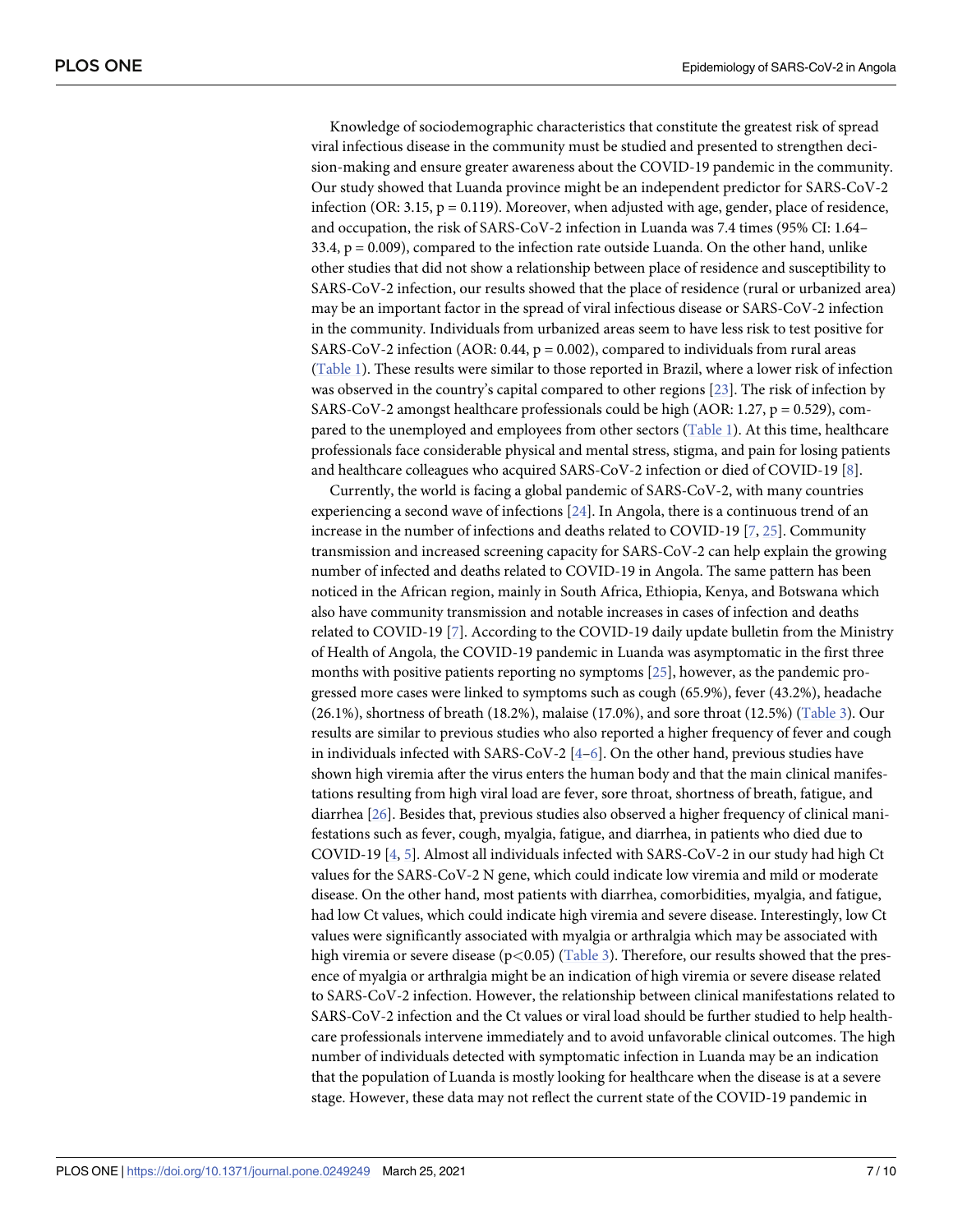Knowledge of sociodemographic characteristics that constitute the greatest risk of spread viral infectious disease in the community must be studied and presented to strengthen decision-making and ensure greater awareness about the COVID-19 pandemic in the community. Our study showed that Luanda province might be an independent predictor for SARS-CoV-2 infection (OR: 3.15, p = 0.119). Moreover, when adjusted with age, gender, place of residence, and occupation, the risk of SARS-CoV-2 infection in Luanda was 7.4 times (95% CI: 1.64–33.4, p = 0.009), compared to the infection rate outside Luanda. On the other hand, unlike other studies that did not show a relationship between place of residence and susceptibility to SARS-CoV-2 infection, our results showed that the place of residence (rural or urbanized area) may be an important factor in the spread of viral infectious disease or SARS-CoV-2 infection in the community. Individuals from urbanized areas seem to have less risk to test positive for SARS-CoV-2 infection (AOR: 0.44, p = 0.002), compared to individuals from rural areas (Table 1). These results were similar to those reported in Brazil, where a lower risk of infection was observed in the country's capital compared to other regions [23]. The risk of infection by SARS-CoV-2 amongst healthcare professionals could be high (AOR: 1.27, p = 0.529), compared to the unemployed and employees from other sectors (Table 1). At this time, healthcare professionals face considerable physical and mental stress, stigma, and pain for losing patients and healthcare colleagues who acquired SARS-CoV-2 infection or died of COVID-19 [8].

Currently, the world is facing a global pandemic of SARS-CoV-2, with many countries experiencing a second wave of infections [24]. In Angola, there is a continuous trend of an increase in the number of infections and deaths related to COVID-19 [7, 25]. Community transmission and increased screening capacity for SARS-CoV-2 can help explain the growing number of infected and deaths related to COVID-19 in Angola. The same pattern has been noticed in the African region, mainly in South Africa, Ethiopia, Kenya, and Botswana which also have community transmission and notable increases in cases of infection and deaths related to COVID-19 [7]. According to the COVID-19 daily update bulletin from the Ministry of Health of Angola, the COVID-19 pandemic in Luanda was asymptomatic in the first three months with positive patients reporting no symptoms [25], however, as the pandemic progressed more cases were linked to symptoms such as cough (65.9%), fever (43.2%), headache (26.1%), shortness of breath (18.2%), malaise (17.0%), and sore throat (12.5%) (Table 3). Our results are similar to previous studies who also reported a higher frequency of fever and cough in individuals infected with SARS-CoV-2 [4–6]. On the other hand, previous studies have shown high viremia after the virus enters the human body and that the main clinical manifestations resulting from high viral load are fever, sore throat, shortness of breath, fatigue, and diarrhea [26]. Besides that, previous studies also observed a higher frequency of clinical manifestations such as fever, cough, myalgia, fatigue, and diarrhea, in patients who died due to COVID-19 [4, 5]. Almost all individuals infected with SARS-CoV-2 in our study had high Ct values for the SARS-CoV-2 N gene, which could indicate low viremia and mild or moderate disease. On the other hand, most patients with diarrhea, comorbidities, myalgia, and fatigue, had low Ct values, which could indicate high viremia and severe disease. Interestingly, low Ct values were significantly associated with myalgia or arthralgia which may be associated with high viremia or severe disease ($p<0.05$) (Table 3). Therefore, our results showed that the presence of myalgia or arthralgia might be an indication of high viremia or severe disease related to SARS-CoV-2 infection. However, the relationship between clinical manifestations related to SARS-CoV-2 infection and the Ct values or viral load should be further studied to help healthcare professionals intervene immediately and to avoid unfavorable clinical outcomes. The high number of individuals detected with symptomatic infection in Luanda may be an indication that the population of Luanda is mostly looking for healthcare when the disease is at a severe stage. However, these data may not reflect the current state of the COVID-19 pandemic in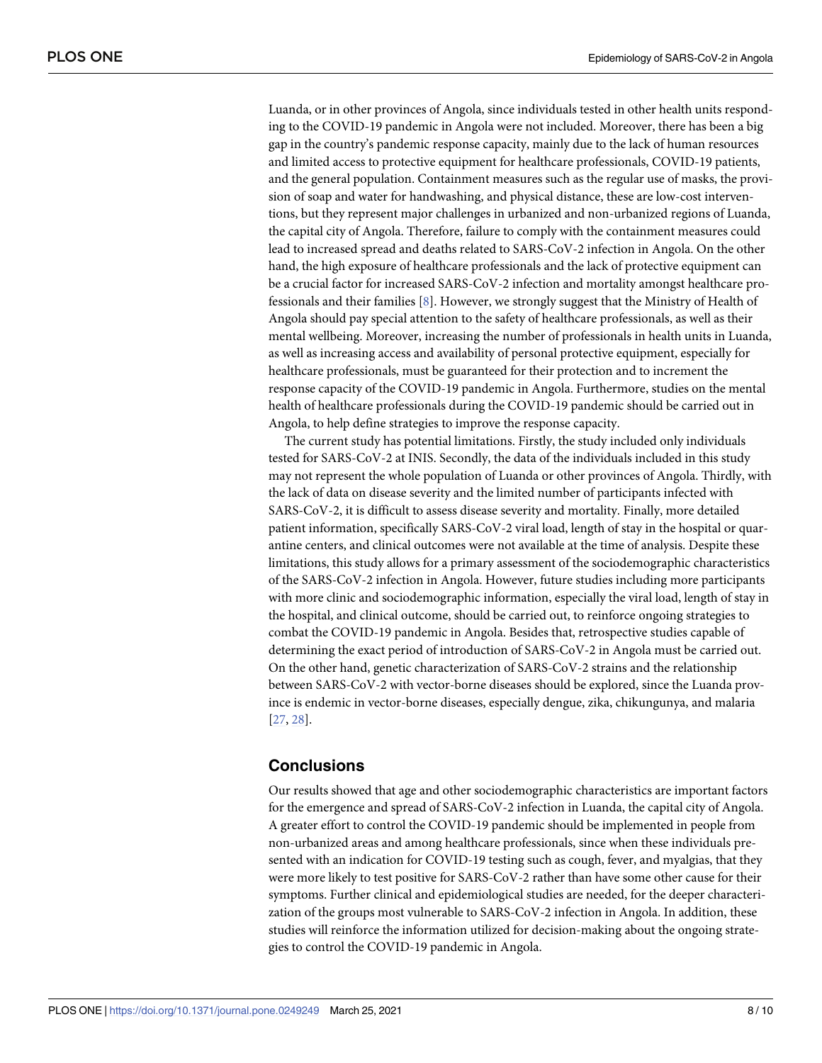Luanda, or in other provinces of Angola, since individuals tested in other health units responding to the COVID-19 pandemic in Angola were not included. Moreover, there has been a big gap in the country's pandemic response capacity, mainly due to the lack of human resources and limited access to protective equipment for healthcare professionals, COVID-19 patients, and the general population. Containment measures such as the regular use of masks, the provision of soap and water for handwashing, and physical distance, these are low-cost interventions, but they represent major challenges in urbanized and non-urbanized regions of Luanda, the capital city of Angola. Therefore, failure to comply with the containment measures could lead to increased spread and deaths related to SARS-CoV-2 infection in Angola. On the other hand, the high exposure of healthcare professionals and the lack of protective equipment can be a crucial factor for increased SARS-CoV-2 infection and mortality amongst healthcare professionals and their families [8]. However, we strongly suggest that the Ministry of Health of Angola should pay special attention to the safety of healthcare professionals, as well as their mental wellbeing. Moreover, increasing the number of professionals in health units in Luanda, as well as increasing access and availability of personal protective equipment, especially for healthcare professionals, must be guaranteed for their protection and to increment the response capacity of the COVID-19 pandemic in Angola. Furthermore, studies on the mental health of healthcare professionals during the COVID-19 pandemic should be carried out in Angola, to help define strategies to improve the response capacity.

The current study has potential limitations. Firstly, the study included only individuals tested for SARS-CoV-2 at INIS. Secondly, the data of the individuals included in this study may not represent the whole population of Luanda or other provinces of Angola. Thirdly, with the lack of data on disease severity and the limited number of participants infected with SARS-CoV-2, it is difficult to assess disease severity and mortality. Finally, more detailed patient information, specifically SARS-CoV-2 viral load, length of stay in the hospital or quarantine centers, and clinical outcomes were not available at the time of analysis. Despite these limitations, this study allows for a primary assessment of the sociodemographic characteristics of the SARS-CoV-2 infection in Angola. However, future studies including more participants with more clinic and sociodemographic information, especially the viral load, length of stay in the hospital, and clinical outcome, should be carried out, to reinforce ongoing strategies to combat the COVID-19 pandemic in Angola. Besides that, retrospective studies capable of determining the exact period of introduction of SARS-CoV-2 in Angola must be carried out. On the other hand, genetic characterization of SARS-CoV-2 strains and the relationship between SARS-CoV-2 with vector-borne diseases should be explored, since the Luanda province is endemic in vector-borne diseases, especially dengue, zika, chikungunya, and malaria [27, 28].

## Conclusions

Our results showed that age and other sociodemographic characteristics are important factors for the emergence and spread of SARS-CoV-2 infection in Luanda, the capital city of Angola. A greater effort to control the COVID-19 pandemic should be implemented in people from non-urbanized areas and among healthcare professionals, since when these individuals presented with an indication for COVID-19 testing such as cough, fever, and myalgias, that they were more likely to test positive for SARS-CoV-2 rather than have some other cause for their symptoms. Further clinical and epidemiological studies are needed, for the deeper characterization of the groups most vulnerable to SARS-CoV-2 infection in Angola. In addition, these studies will reinforce the information utilized for decision-making about the ongoing strategies to control the COVID-19 pandemic in Angola.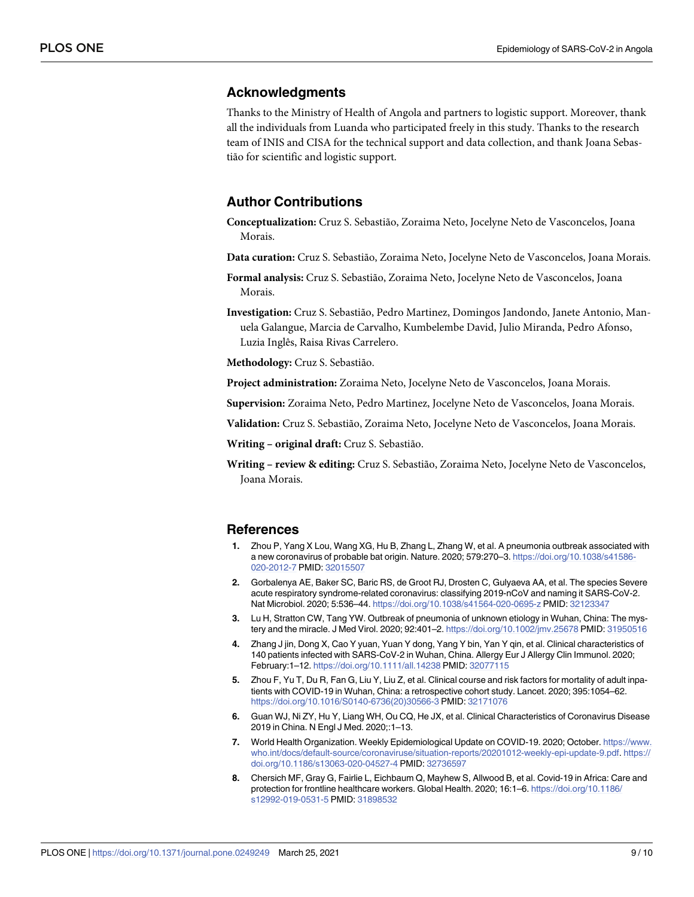## Acknowledgments

Thanks to the Ministry of Health of Angola and partners to logistic support. Moreover, thank all the individuals from Luanda who participated freely in this study. Thanks to the research team of INIS and CISA for the technical support and data collection, and thank Joana Sebastião for scientific and logistic support.

## Author Contributions

**Conceptualization:** Cruz S. Sebastião, Zoraima Neto, Jocelyne Neto de Vasconcelos, Joana Morais.

**Data curation:** Cruz S. Sebastião, Zoraima Neto, Jocelyne Neto de Vasconcelos, Joana Morais.

**Formal analysis:** Cruz S. Sebastião, Zoraima Neto, Jocelyne Neto de Vasconcelos, Joana Morais.

**Investigation:** Cruz S. Sebastião, Pedro Martinez, Domingos Jandondo, Janete Antonio, Manuela Galangue, Marcia de Carvalho, Kumbelembe David, Julio Miranda, Pedro Afonso, Luzia Inglês, Raisa Rivas Carrelero.

**Methodology:** Cruz S. Sebastião.

**Project administration:** Zoraima Neto, Jocelyne Neto de Vasconcelos, Joana Morais.

**Supervision:** Zoraima Neto, Pedro Martinez, Jocelyne Neto de Vasconcelos, Joana Morais.

**Validation:** Cruz S. Sebastião, Zoraima Neto, Jocelyne Neto de Vasconcelos, Joana Morais.

**Writing – original draft:** Cruz S. Sebastião.

**Writing – review & editing:** Cruz S. Sebastião, Zoraima Neto, Jocelyne Neto de Vasconcelos, Joana Morais.

## References

1. Zhou P, Yang X Lou, Wang XG, Hu B, Zhang L, Zhang W, et al. A pneumonia outbreak associated with a new coronavirus of probable bat origin. Nature. 2020; 579:270–3. https://doi.org/10.1038/s41586-020-2012-7 PMID: 32015507
2. Gorbalenya AE, Baker SC, Baric RS, de Groot RJ, Drosten C, Gulyaeva AA, et al. The species Severe acute respiratory syndrome-related coronavirus: classifying 2019-nCoV and naming it SARS-CoV-2. Nat Microbiol. 2020; 5:536–44. https://doi.org/10.1038/s41564-020-0695-z PMID: 32123347
3. Lu H, Stratton CW, Tang YW. Outbreak of pneumonia of unknown etiology in Wuhan, China: The mystery and the miracle. J Med Virol. 2020; 92:401–2. https://doi.org/10.1002/jmv.25678 PMID: 31950516
4. Zhang J jin, Dong X, Cao Y yuan, Yuan Y dong, Yang Y bin, Yan Y qin, et al. Clinical characteristics of 140 patients infected with SARS-CoV-2 in Wuhan, China. Allergy Eur J Allergy Clin Immunol. 2020; February:1–12. https://doi.org/10.1111/all.14238 PMID: 32077115
5. Zhou F, Yu T, Du R, Fan G, Liu Y, Liu Z, et al. Clinical course and risk factors for mortality of adult inpatients with COVID-19 in Wuhan, China: a retrospective cohort study. Lancet. 2020; 395:1054–62. https://doi.org/10.1016/S0140-6736(20)30566-3 PMID: 32171076
6. Guan WJ, Ni ZY, Hu Y, Liang WH, Ou CQ, He JX, et al. Clinical Characteristics of Coronavirus Disease 2019 in China. N Engl J Med. 2020;:1–13.
7. World Health Organization. Weekly Epidemiological Update on COVID-19. 2020; October. https://www.who.int/docs/default-source/coronaviruse/situation-reports/20201012-weekly-epi-update-9.pdf. https://doi.org/10.1186/s13063-020-04527-4 PMID: 32736597
8. Chersich MF, Gray G, Fairlie L, Eichbaum Q, Mayhew S, Allwood B, et al. Covid-19 in Africa: Care and protection for frontline healthcare workers. Global Health. 2020; 16:1–6. https://doi.org/10.1186/s12992-019-0531-5 PMID: 31898532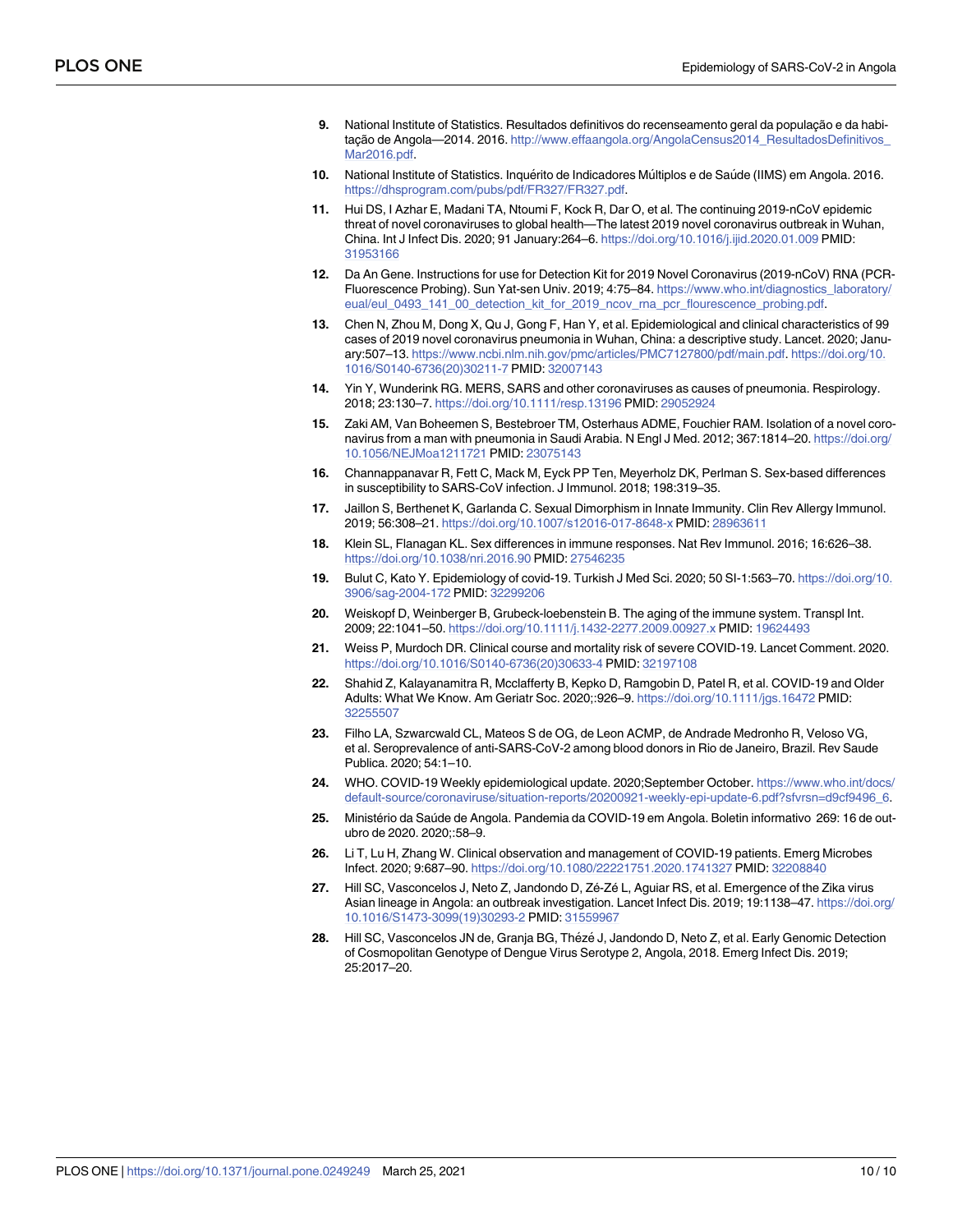9. National Institute of Statistics. Resultados definitivos do recenseamento geral da população e da habitação de Angola—2014. 2016. http://www.effaangola.org/AngolaCensus2014_ResultadosDefinitivos_Mar2016.pdf.
10. National Institute of Statistics. Inquérito de Indicadores Múltiplos e de Saúde (IIMS) em Angola. 2016. https://dhsprogram.com/pubs/pdf/FR327/FR327.pdf.
11. Hui DS, I Azhar E, Madani TA, Ntoumi F, Kock R, Dar O, et al. The continuing 2019-nCoV epidemic threat of novel coronaviruses to global health—The latest 2019 novel coronavirus outbreak in Wuhan, China. Int J Infect Dis. 2020; 91 January:264–6. https://doi.org/10.1016/j.ijid.2020.01.009 PMID: 31953166
12. Da An Gene. Instructions for use for Detection Kit for 2019 Novel Coronavirus (2019-nCoV) RNA (PCR-Fluorescence Probing). Sun Yat-sen Univ. 2019; 4:75–84. https://www.who.int/diagnostics_laboratory/eual/eul_0493_141_00_detection_kit_for_2019_ncov_rna_pcr_flourescence_probing.pdf.
13. Chen N, Zhou M, Dong X, Qu J, Gong F, Han Y, et al. Epidemiological and clinical characteristics of 99 cases of 2019 novel coronavirus pneumonia in Wuhan, China: a descriptive study. Lancet. 2020; January:507–13. https://www.ncbi.nlm.nih.gov/pmc/articles/PMC7127800/pdf/main.pdf. https://doi.org/10.1016/S0140-6736(20)30211-7 PMID: 32007143
14. Yin Y, Wunderink RG. MERS, SARS and other coronaviruses as causes of pneumonia. Respirology. 2018; 23:130–7. https://doi.org/10.1111/resp.13196 PMID: 29052924
15. Zaki AM, Van Boheemen S, Bestebroer TM, Osterhaus ADME, Fouchier RAM. Isolation of a novel coronavirus from a man with pneumonia in Saudi Arabia. N Engl J Med. 2012; 367:1814–20. https://doi.org/10.1056/NEJMoa1211721 PMID: 23075143
16. Channappanavar R, Fett C, Mack M, Eyck PP Ten, Meyerholz DK, Perlman S. Sex-based differences in susceptibility to SARS-CoV infection. J Immunol. 2018; 198:319–35.
17. Jaillon S, Berthenet K, Garlanda C. Sexual Dimorphism in Innate Immunity. Clin Rev Allergy Immunol. 2019; 56:308–21. https://doi.org/10.1007/s12016-017-8648-x PMID: 28963611
18. Klein SL, Flanagan KL. Sex differences in immune responses. Nat Rev Immunol. 2016; 16:626–38. https://doi.org/10.1038/nri.2016.90 PMID: 27546235
19. Bulut C, Kato Y. Epidemiology of covid-19. Turkish J Med Sci. 2020; 50 SI-1:563–70. https://doi.org/10.3906/sag-2004-172 PMID: 32299206
20. Weiskopf D, Weinberger B, Grubeck-loebenstein B. The aging of the immune system. Transpl Int. 2009; 22:1041–50. https://doi.org/10.1111/j.1432-2277.2009.00927.x PMID: 19624493
21. Weiss P, Murdoch DR. Clinical course and mortality risk of severe COVID-19. Lancet Comment. 2020. https://doi.org/10.1016/S0140-6736(20)30633-4 PMID: 32197108
22. Shahid Z, Kalayanamitra R, Mcclafferty B, Kepko D, Ramgobin D, Patel R, et al. COVID-19 and Older Adults: What We Know. Am Geriatr Soc. 2020;:926–9. https://doi.org/10.1111/jgs.16472 PMID: 32255507
23. Filho LA, Szwarcwald CL, Mateos S de OG, de Leon ACMP, de Andrade Medronho R, Veloso VG, et al. Seroprevalence of anti-SARS-CoV-2 among blood donors in Rio de Janeiro, Brazil. Rev Saude Publica. 2020; 54:1–10.
24. WHO. COVID-19 Weekly epidemiological update. 2020;September October. https://www.who.int/docs/default-source/coronaviruse/situation-reports/20200921-weekly-epi-update-6.pdf?sfvrsn=d9cf9496_6.
25. Ministério da Saúde de Angola. Pandemia da COVID-19 em Angola. Boletin informativo 269: 16 de outubro de 2020. 2020;:58–9.
26. Li T, Lu H, Zhang W. Clinical observation and management of COVID-19 patients. Emerg Microbes Infect. 2020; 9:687–90. https://doi.org/10.1080/22221751.2020.1741327 PMID: 32208840
27. Hill SC, Vasconcelos J, Neto Z, Jandondo D, Zé-Zé L, Aguiar RS, et al. Emergence of the Zika virus Asian lineage in Angola: an outbreak investigation. Lancet Infect Dis. 2019; 19:1138–47. https://doi.org/10.1016/S1473-3099(19)30293-2 PMID: 31559967
28. Hill SC, Vasconcelos JN de, Granja BG, Thézé J, Jandondo D, Neto Z, et al. Early Genomic Detection of Cosmopolitan Genotype of Dengue Virus Serotype 2, Angola, 2018. Emerg Infect Dis. 2019; 25:2017–20.